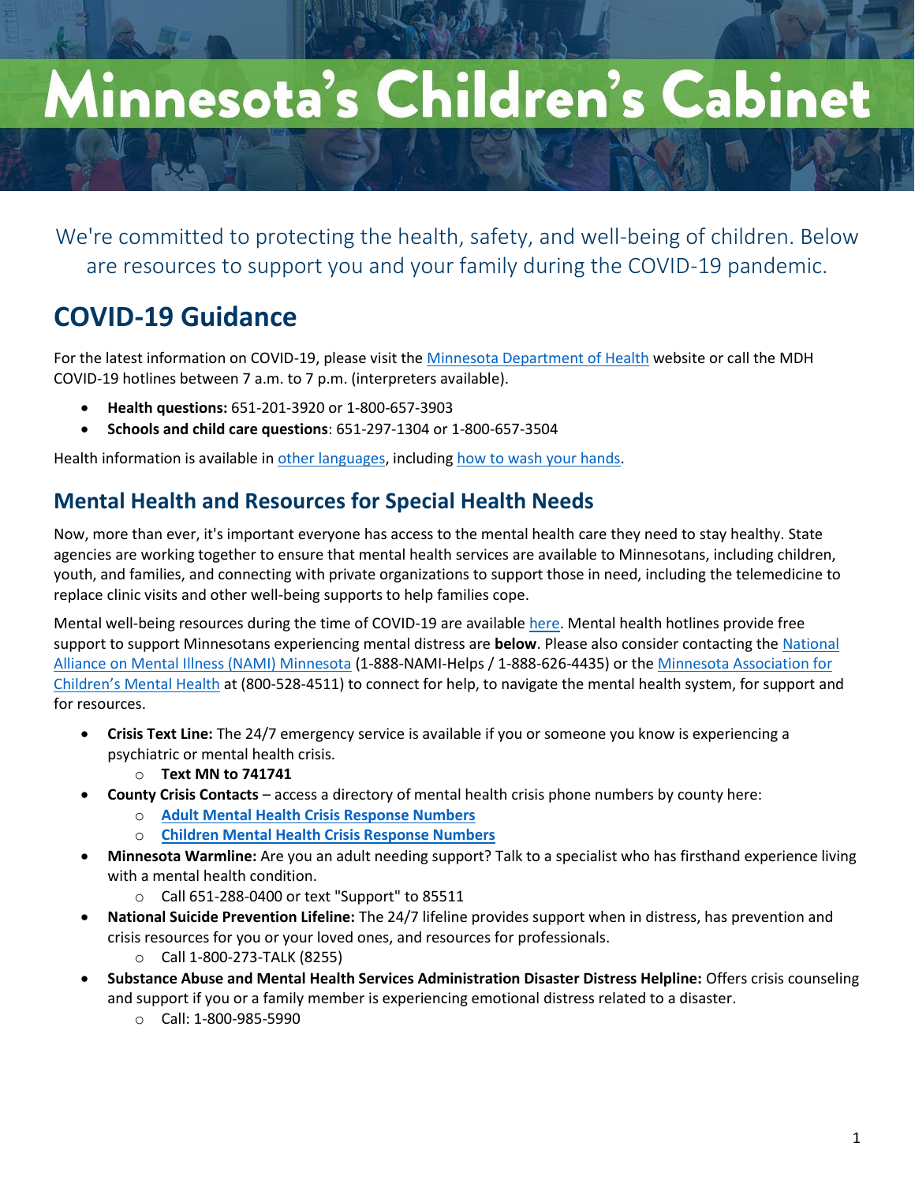# Minnesota's Children's Cabinet

We're committed to protecting the health, safety, and well-being of children. Below are resources to support you and your family during the COVID-19 pandemic.

## COVID-19 Guidance

For the latest information on COVID-19, please visit the Minnesota Department of Health website or call the MDH COVID-19 hotlines between 7 a.m. to 7 p.m. (interpreters available).

- **Health questions:** 651-201-3920 or 1-800-657-3903
- **Schools and child care questions**: 651-297-1304 or 1-800-657-3504

Health information is available in other languages, including how to wash your hands.

### Mental Health and Resources for Special Health Needs

Now, more than ever, it's important everyone has access to the mental health care they need to stay healthy. State agencies are working together to ensure that mental health services are available to Minnesotans, including children, youth, and families, and connecting with private organizations to support those in need, including the telemedicine to replace clinic visits and other well-being supports to help families cope.

Mental well-being resources during the time of COVID-19 are available here. Mental health hotlines provide free support to support Minnesotans experiencing mental distress are **below**. Please also consider contacting the National Alliance on Mental Illness (NAMI) Minnesota (1-888-NAMI-Helps / 1-888-626-4435) or the Minnesota Association for Children's Mental Health at (800-528-4511) to connect for help, to navigate the mental health system, for support and for resources.

- **Crisis Text Line:** The 24/7 emergency service is available if you or someone you know is experiencing a psychiatric or mental health crisis.
  - **Text MN to 741741**
- **County Crisis Contacts** – access a directory of mental health crisis phone numbers by county here:
  - **Adult Mental Health Crisis Response Numbers**
  - **Children Mental Health Crisis Response Numbers**
- **Minnesota Warmline:** Are you an adult needing support? Talk to a specialist who has firsthand experience living with a mental health condition.
  - Call 651-288-0400 or text "Support" to 85511
- **National Suicide Prevention Lifeline:** The 24/7 lifeline provides support when in distress, has prevention and crisis resources for you or your loved ones, and resources for professionals.
  - Call 1-800-273-TALK (8255)
- **Substance Abuse and Mental Health Services Administration Disaster Distress Helpline:** Offers crisis counseling and support if you or a family member is experiencing emotional distress related to a disaster.
  - Call: 1-800-985-5990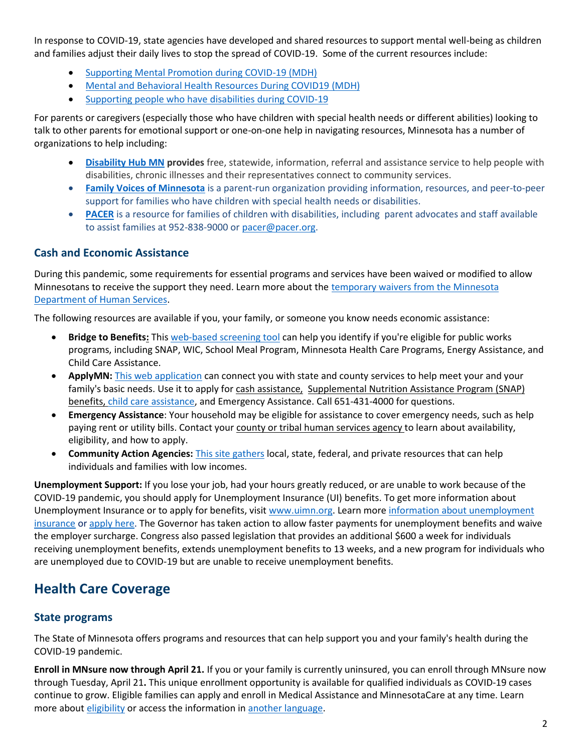In response to COVID-19, state agencies have developed and shared resources to support mental well-being as children and families adjust their daily lives to stop the spread of COVID-19. Some of the current resources include:

- Supporting Mental Promotion during COVID-19 (MDH)
- Mental and Behavioral Health Resources During COVID19 (MDH)
- Supporting people who have disabilities during COVID-19

For parents or caregivers (especially those who have children with special health needs or different abilities) looking to talk to other parents for emotional support or one-on-one help in navigating resources, Minnesota has a number of organizations to help including:

- **Disability Hub MN provides** free, statewide, information, referral and assistance service to help people with disabilities, chronic illnesses and their representatives connect to community services.
- **Family Voices of Minnesota** is a parent-run organization providing information, resources, and peer-to-peer support for families who have children with special health needs or disabilities.
- **PACER** is a resource for families of children with disabilities, including parent advocates and staff available to assist families at 952-838-9000 or pacer@pacer.org.

### Cash and Economic Assistance

During this pandemic, some requirements for essential programs and services have been waived or modified to allow Minnesotans to receive the support they need. Learn more about the temporary waivers from the Minnesota Department of Human Services.

The following resources are available if you, your family, or someone you know needs economic assistance:

- **Bridge to Benefits:** This web-based screening tool can help you identify if you're eligible for public works programs, including SNAP, WIC, School Meal Program, Minnesota Health Care Programs, Energy Assistance, and Child Care Assistance.
- **ApplyMN:** This web application can connect you with state and county services to help meet your and your family's basic needs. Use it to apply for cash assistance, Supplemental Nutrition Assistance Program (SNAP) benefits, child care assistance, and Emergency Assistance. Call 651-431-4000 for questions.
- **Emergency Assistance**: Your household may be eligible for assistance to cover emergency needs, such as help paying rent or utility bills. Contact your county or tribal human services agency to learn about availability, eligibility, and how to apply.
- **Community Action Agencies:** This site gathers local, state, federal, and private resources that can help individuals and families with low incomes.

**Unemployment Support:** If you lose your job, had your hours greatly reduced, or are unable to work because of the COVID-19 pandemic, you should apply for Unemployment Insurance (UI) benefits. To get more information about Unemployment Insurance or to apply for benefits, visit www.uimn.org. Learn more information about unemployment insurance or apply here. The Governor has taken action to allow faster payments for unemployment benefits and waive the employer surcharge. Congress also passed legislation that provides an additional $600 a week for individuals receiving unemployment benefits, extends unemployment benefits to 13 weeks, and a new program for individuals who are unemployed due to COVID-19 but are unable to receive unemployment benefits.

## Health Care Coverage

### State programs

The State of Minnesota offers programs and resources that can help support you and your family's health during the COVID-19 pandemic.

**Enroll in MNsure now through April 21.** If you or your family is currently uninsured, you can enroll through MNsure now through Tuesday, April 21**.** This unique enrollment opportunity is available for qualified individuals as COVID-19 cases continue to grow. Eligible families can apply and enroll in Medical Assistance and MinnesotaCare at any time. Learn more about eligibility or access the information in another language.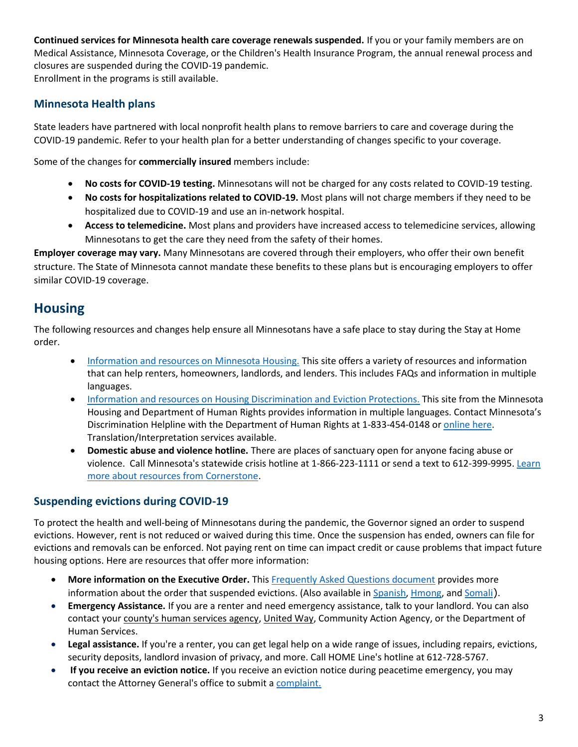**Continued services for Minnesota health care coverage renewals suspended.** If you or your family members are on Medical Assistance, Minnesota Coverage, or the Children's Health Insurance Program, the annual renewal process and closures are suspended during the COVID-19 pandemic.
Enrollment in the programs is still available.

### Minnesota Health plans

State leaders have partnered with local nonprofit health plans to remove barriers to care and coverage during the COVID-19 pandemic. Refer to your health plan for a better understanding of changes specific to your coverage.

Some of the changes for **commercially insured** members include:

- **No costs for COVID-19 testing.** Minnesotans will not be charged for any costs related to COVID-19 testing.
- **No costs for hospitalizations related to COVID-19.** Most plans will not charge members if they need to be hospitalized due to COVID-19 and use an in-network hospital.
- **Access to telemedicine.** Most plans and providers have increased access to telemedicine services, allowing Minnesotans to get the care they need from the safety of their homes.

**Employer coverage may vary.** Many Minnesotans are covered through their employers, who offer their own benefit structure. The State of Minnesota cannot mandate these benefits to these plans but is encouraging employers to offer similar COVID-19 coverage.

## Housing

The following resources and changes help ensure all Minnesotans have a safe place to stay during the Stay at Home order.

- Information and resources on Minnesota Housing. This site offers a variety of resources and information that can help renters, homeowners, landlords, and lenders. This includes FAQs and information in multiple languages.
- Information and resources on Housing Discrimination and Eviction Protections. This site from the Minnesota Housing and Department of Human Rights provides information in multiple languages. Contact Minnesota's Discrimination Helpline with the Department of Human Rights at 1-833-454-0148 or online here. Translation/Interpretation services available.
- **Domestic abuse and violence hotline.** There are places of sanctuary open for anyone facing abuse or violence. Call Minnesota's statewide crisis hotline at 1-866-223-1111 or send a text to 612-399-9995. Learn more about resources from Cornerstone.

### Suspending evictions during COVID-19

To protect the health and well-being of Minnesotans during the pandemic, the Governor signed an order to suspend evictions. However, rent is not reduced or waived during this time. Once the suspension has ended, owners can file for evictions and removals can be enforced. Not paying rent on time can impact credit or cause problems that impact future housing options. Here are resources that offer more information:

- **More information on the Executive Order.** This Frequently Asked Questions document provides more information about the order that suspended evictions. (Also available in Spanish, Hmong, and Somali).
- **Emergency Assistance.** If you are a renter and need emergency assistance, talk to your landlord. You can also contact your county's human services agency, United Way, Community Action Agency, or the Department of Human Services.
- **Legal assistance.** If you're a renter, you can get legal help on a wide range of issues, including repairs, evictions, security deposits, landlord invasion of privacy, and more. Call HOME Line's hotline at 612-728-5767.
- **If you receive an eviction notice.** If you receive an eviction notice during peacetime emergency, you may contact the Attorney General's office to submit a complaint.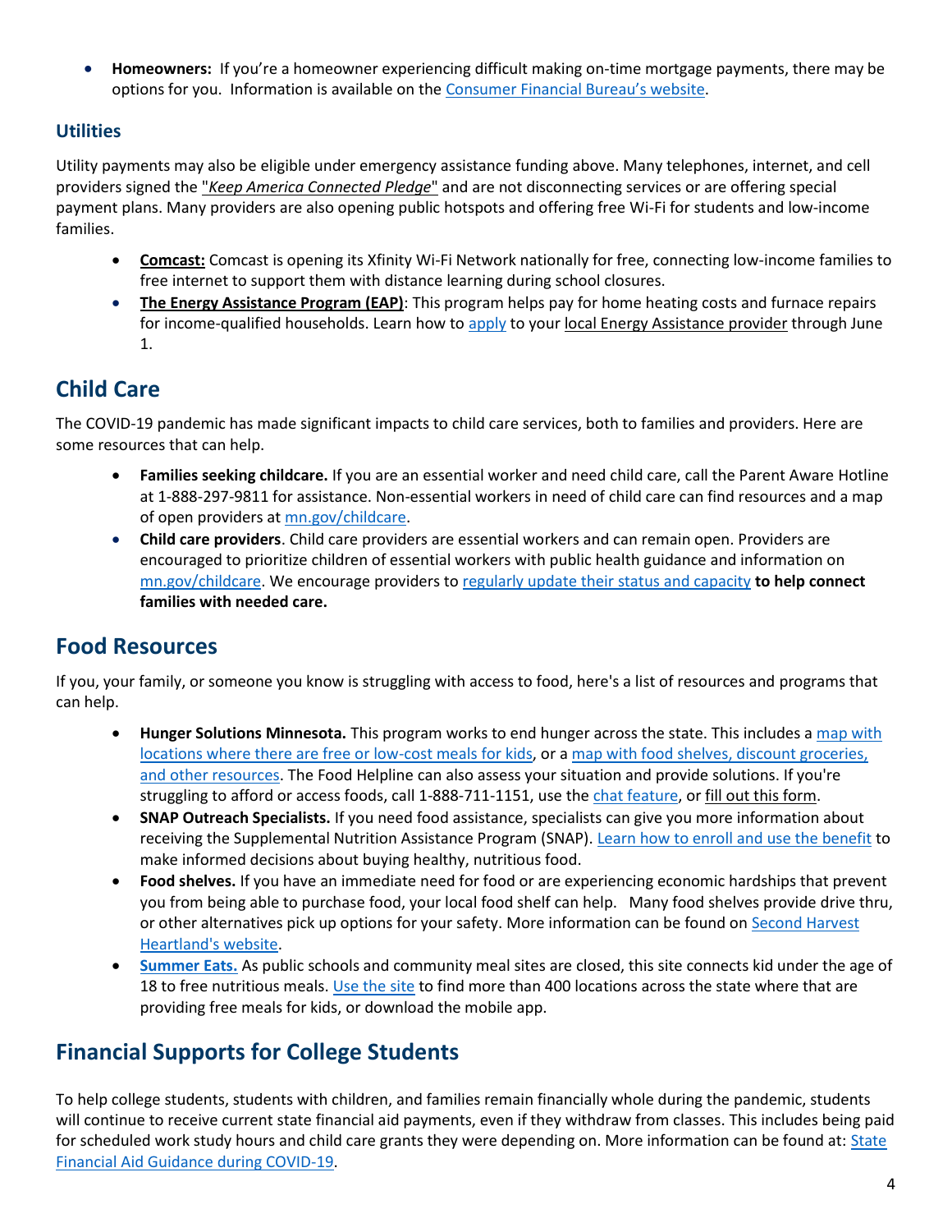- **Homeowners:** If you're a homeowner experiencing difficult making on-time mortgage payments, there may be options for you. Information is available on the Consumer Financial Bureau's website.

### Utilities

Utility payments may also be eligible under emergency assistance funding above. Many telephones, internet, and cell providers signed the "*Keep America Connected Pledge*" and are not disconnecting services or are offering special payment plans. Many providers are also opening public hotspots and offering free Wi-Fi for students and low-income families.

- **Comcast:** Comcast is opening its Xfinity Wi-Fi Network nationally for free, connecting low-income families to free internet to support them with distance learning during school closures.
- **The Energy Assistance Program (EAP)**: This program helps pay for home heating costs and furnace repairs for income-qualified households. Learn how to apply to your local Energy Assistance provider through June 1.

## Child Care

The COVID-19 pandemic has made significant impacts to child care services, both to families and providers. Here are some resources that can help.

- **Families seeking childcare.** If you are an essential worker and need child care, call the Parent Aware Hotline at 1-888-297-9811 for assistance. Non-essential workers in need of child care can find resources and a map of open providers at mn.gov/childcare.
- **Child care providers**. Child care providers are essential workers and can remain open. Providers are encouraged to prioritize children of essential workers with public health guidance and information on mn.gov/childcare. We encourage providers to regularly update their status and capacity **to help connect families with needed care.**

## Food Resources

If you, your family, or someone you know is struggling with access to food, here's a list of resources and programs that can help.

- **Hunger Solutions Minnesota.** This program works to end hunger across the state. This includes a map with locations where there are free or low-cost meals for kids, or a map with food shelves, discount groceries, and other resources. The Food Helpline can also assess your situation and provide solutions. If you're struggling to afford or access foods, call 1-888-711-1151, use the chat feature, or fill out this form.
- **SNAP Outreach Specialists.** If you need food assistance, specialists can give you more information about receiving the Supplemental Nutrition Assistance Program (SNAP). Learn how to enroll and use the benefit to make informed decisions about buying healthy, nutritious food.
- **Food shelves.** If you have an immediate need for food or are experiencing economic hardships that prevent you from being able to purchase food, your local food shelf can help. Many food shelves provide drive thru, or other alternatives pick up options for your safety. More information can be found on Second Harvest Heartland's website.
- **Summer Eats.** As public schools and community meal sites are closed, this site connects kid under the age of 18 to free nutritious meals. Use the site to find more than 400 locations across the state where that are providing free meals for kids, or download the mobile app.

## Financial Supports for College Students

To help college students, students with children, and families remain financially whole during the pandemic, students will continue to receive current state financial aid payments, even if they withdraw from classes. This includes being paid for scheduled work study hours and child care grants they were depending on. More information can be found at: State Financial Aid Guidance during COVID-19.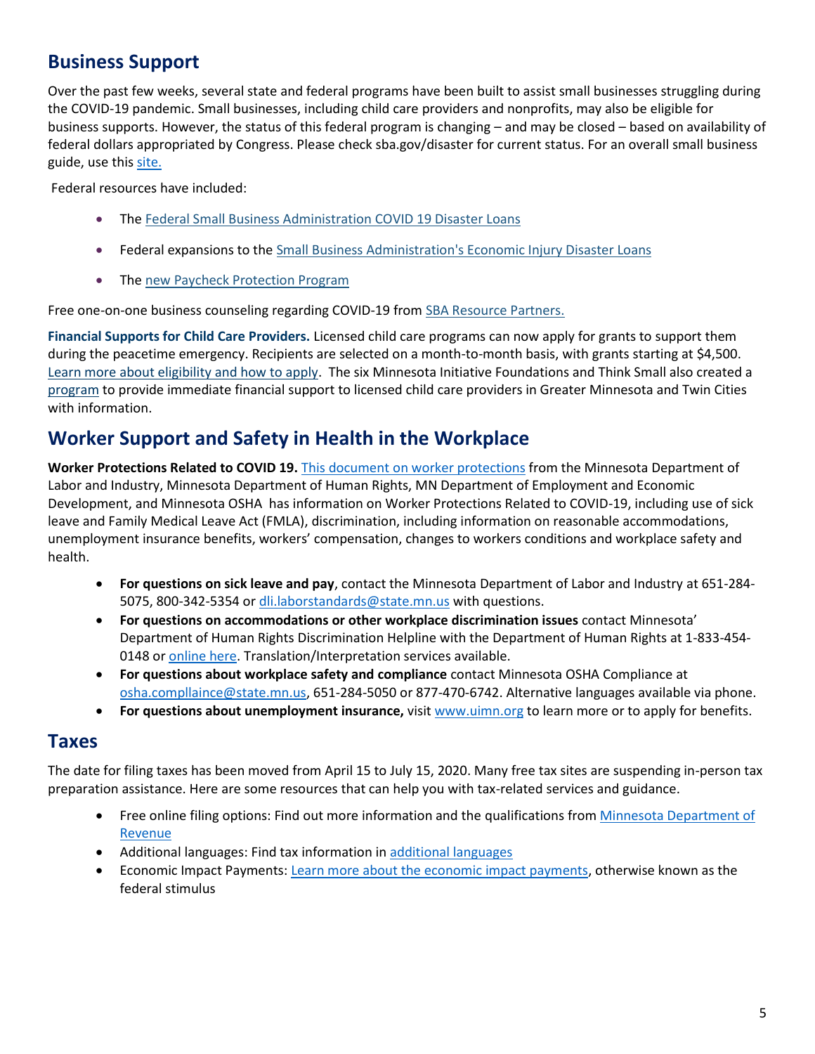## Business Support

Over the past few weeks, several state and federal programs have been built to assist small businesses struggling during the COVID-19 pandemic. Small businesses, including child care providers and nonprofits, may also be eligible for business supports. However, the status of this federal program is changing – and may be closed – based on availability of federal dollars appropriated by Congress. Please check sba.gov/disaster for current status. For an overall small business guide, use this site.

Federal resources have included:

- The Federal Small Business Administration COVID 19 Disaster Loans
- Federal expansions to the Small Business Administration's Economic Injury Disaster Loans
- The new Paycheck Protection Program

Free one-on-one business counseling regarding COVID-19 from SBA Resource Partners.

**Financial Supports for Child Care Providers.** Licensed child care programs can now apply for grants to support them during the peacetime emergency. Recipients are selected on a month-to-month basis, with grants starting at $4,500. Learn more about eligibility and how to apply. The six Minnesota Initiative Foundations and Think Small also created a program to provide immediate financial support to licensed child care providers in Greater Minnesota and Twin Cities with information.

## Worker Support and Safety in Health in the Workplace

**Worker Protections Related to COVID 19.** This document on worker protections from the Minnesota Department of Labor and Industry, Minnesota Department of Human Rights, MN Department of Employment and Economic Development, and Minnesota OSHA has information on Worker Protections Related to COVID-19, including use of sick leave and Family Medical Leave Act (FMLA), discrimination, including information on reasonable accommodations, unemployment insurance benefits, workers' compensation, changes to workers conditions and workplace safety and health.

- **For questions on sick leave and pay**, contact the Minnesota Department of Labor and Industry at 651-284-5075, 800-342-5354 or dli.laborstandards@state.mn.us with questions.
- **For questions on accommodations or other workplace discrimination issues** contact Minnesota' Department of Human Rights Discrimination Helpline with the Department of Human Rights at 1-833-454-0148 or online here. Translation/Interpretation services available.
- **For questions about workplace safety and compliance** contact Minnesota OSHA Compliance at osha.compllaince@state.mn.us, 651-284-5050 or 877-470-6742. Alternative languages available via phone.
- **For questions about unemployment insurance,** visit www.uimn.org to learn more or to apply for benefits.

## Taxes

The date for filing taxes has been moved from April 15 to July 15, 2020. Many free tax sites are suspending in-person tax preparation assistance. Here are some resources that can help you with tax-related services and guidance.

- Free online filing options: Find out more information and the qualifications from Minnesota Department of Revenue
- Additional languages: Find tax information in additional languages
- Economic Impact Payments: Learn more about the economic impact payments, otherwise known as the federal stimulus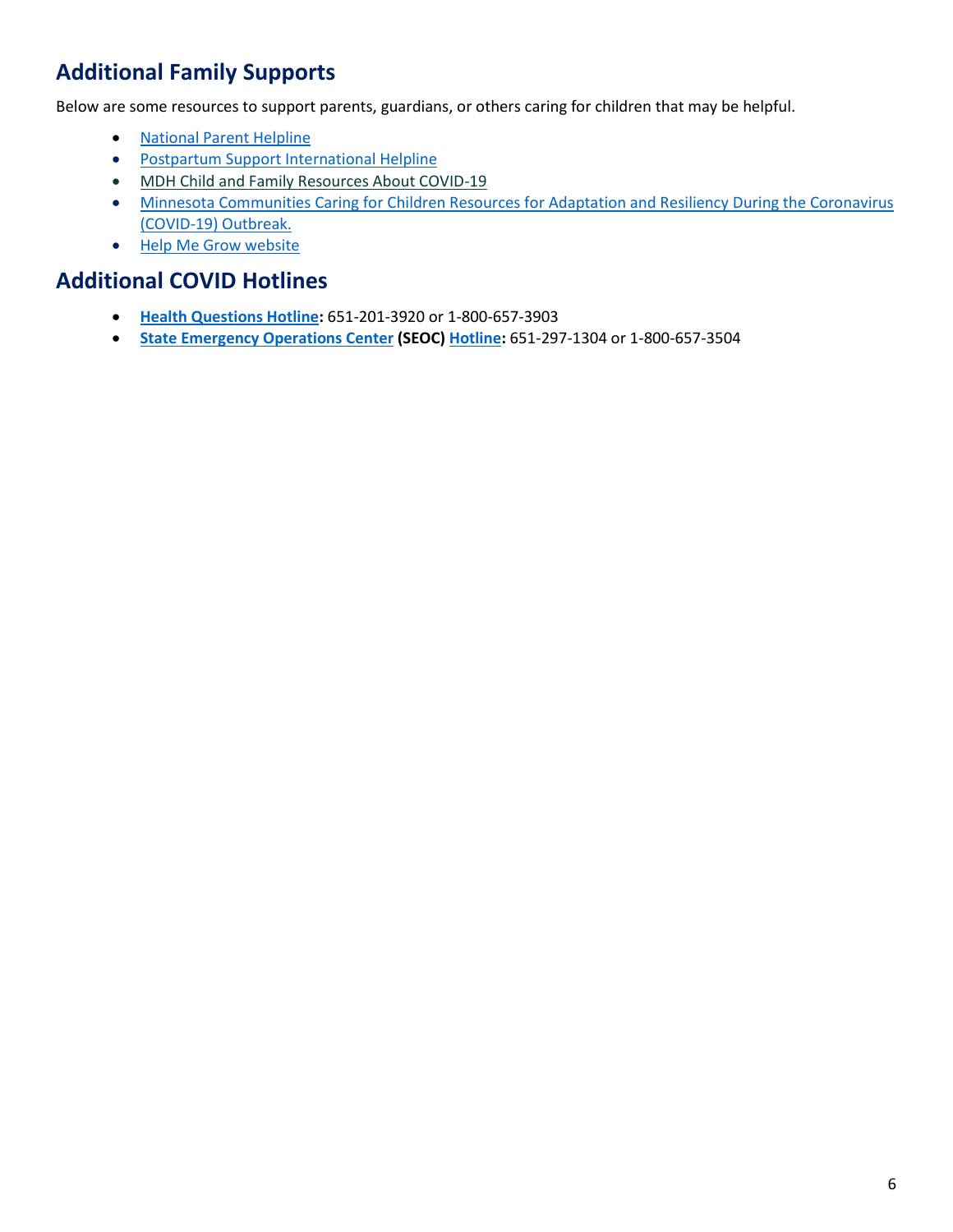## Additional Family Supports

Below are some resources to support parents, guardians, or others caring for children that may be helpful.

- National Parent Helpline
- Postpartum Support International Helpline
- MDH Child and Family Resources About COVID-19
- Minnesota Communities Caring for Children Resources for Adaptation and Resiliency During the Coronavirus (COVID-19) Outbreak.
- Help Me Grow website

## Additional COVID Hotlines

- **Health Questions Hotline:** 651-201-3920 or 1-800-657-3903
- **State Emergency Operations Center (SEOC) Hotline:** 651-297-1304 or 1-800-657-3504